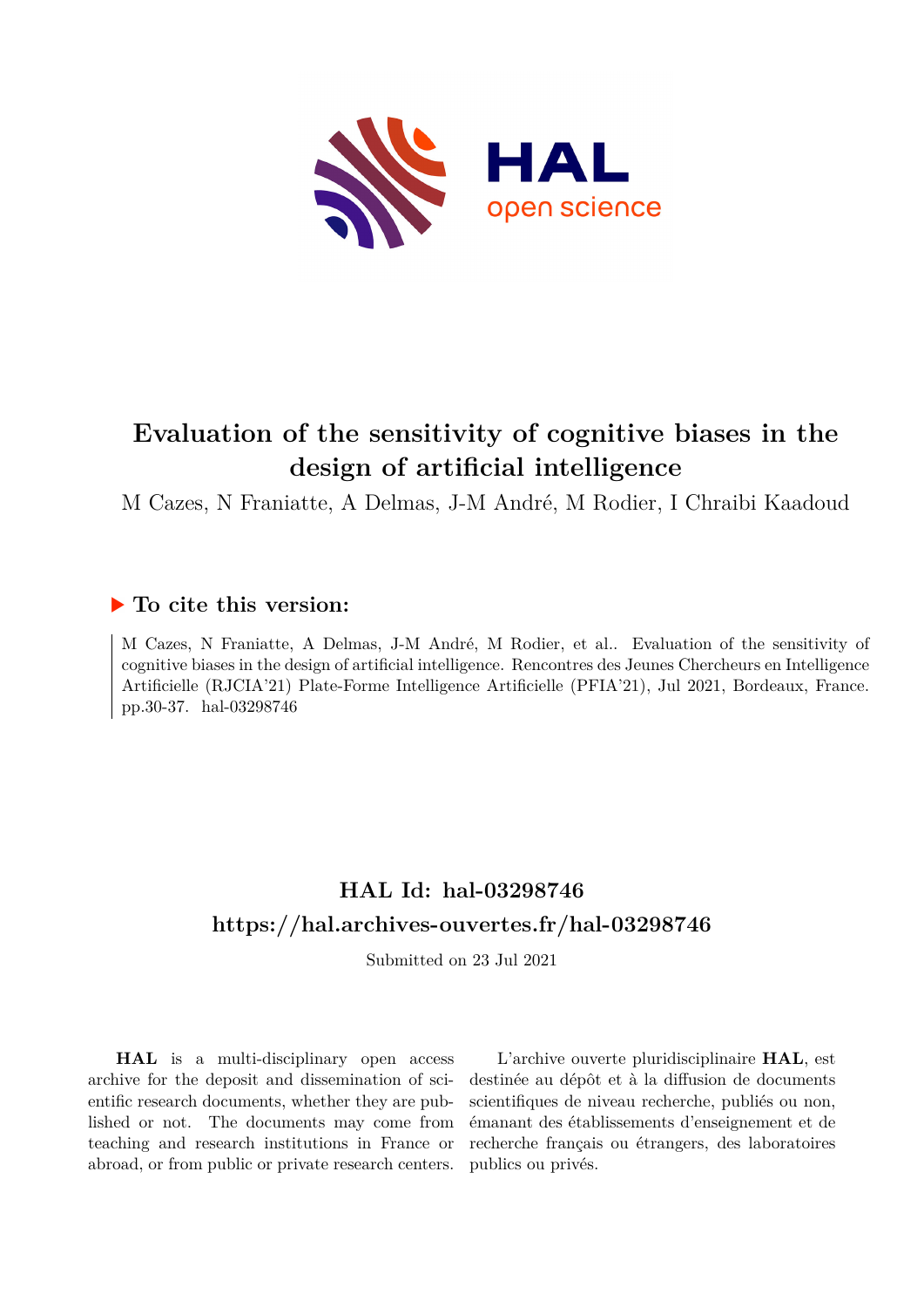# Evaluation of the sensitivity of cognitive biases in the design of artificial intelligence

M Cazes, N Franiatte, A Delmas, J-M André, M Rodier, I Chraibi Kaadoud

## To cite this version:

M Cazes, N Franiatte, A Delmas, J-M André, M Rodier, et al.. Evaluation of the sensitivity of cognitive biases in the design of artificial intelligence. Rencontres des Jeunes Chercheurs en Intelligence Artificielle (RJCIA'21) Plate-Forme Intelligence Artificielle (PFIA'21), Jul 2021, Bordeaux, France. pp.30-37. hal-03298746

## HAL Id: hal-03298746

## https://hal.archives-ouvertes.fr/hal-03298746

Submitted on 23 Jul 2021

**HAL** is a multi-disciplinary open access archive for the deposit and dissemination of scientific research documents, whether they are published or not. The documents may come from teaching and research institutions in France or abroad, or from public or private research centers.

L'archive ouverte pluridisciplinaire **HAL**, est destinée au dépôt et à la diffusion de documents scientifiques de niveau recherche, publiés ou non, émanant des établissements d'enseignement et de recherche français ou étrangers, des laboratoires publics ou privés.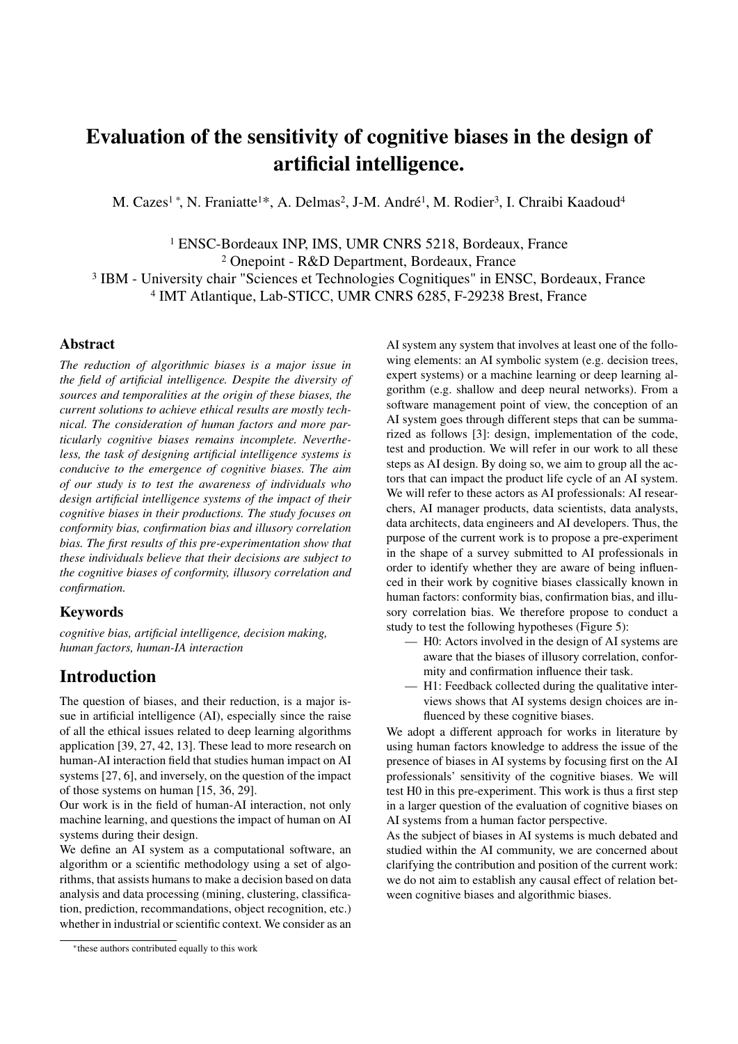# Evaluation of the sensitivity of cognitive biases in the design of artificial intelligence.

M. Cazes[1 *], N. Franiatte[1*], A. Delmas[2], J-M. André[1], M. Rodier[3], I. Chraibi Kaadoud[4]

[1] ENSC-Bordeaux INP, IMS, UMR CNRS 5218, Bordeaux, France
[2] Onepoint - R&D Department, Bordeaux, France
[3] IBM - University chair "Sciences et Technologies Cognitiques" in ENSC, Bordeaux, France
[4] IMT Atlantique, Lab-STICC, UMR CNRS 6285, F-29238 Brest, France

## Abstract

*The reduction of algorithmic biases is a major issue in the field of artificial intelligence. Despite the diversity of sources and temporalities at the origin of these biases, the current solutions to achieve ethical results are mostly technical. The consideration of human factors and more particularly cognitive biases remains incomplete. Nevertheless, the task of designing artificial intelligence systems is conducive to the emergence of cognitive biases. The aim of our study is to test the awareness of individuals who design artificial intelligence systems of the impact of their cognitive biases in their productions. The study focuses on conformity bias, confirmation bias and illusory correlation bias. The first results of this pre-experimentation show that these individuals believe that their decisions are subject to the cognitive biases of conformity, illusory correlation and confirmation.*

## Keywords

*cognitive bias, artificial intelligence, decision making, human factors, human-IA interaction*

## Introduction

The question of biases, and their reduction, is a major issue in artificial intelligence (AI), especially since the raise of all the ethical issues related to deep learning algorithms application [39, 27, 42, 13]. These lead to more research on human-AI interaction field that studies human impact on AI systems [27, 6], and inversely, on the question of the impact of those systems on human [15, 36, 29].

Our work is in the field of human-AI interaction, not only machine learning, and questions the impact of human on AI systems during their design.

We define an AI system as a computational software, an algorithm or a scientific methodology using a set of algorithms, that assists humans to make a decision based on data analysis and data processing (mining, clustering, classification, prediction, recommandations, object recognition, etc.) whether in industrial or scientific context. We consider as an AI system any system that involves at least one of the following elements: an AI symbolic system (e.g. decision trees, expert systems) or a machine learning or deep learning algorithm (e.g. shallow and deep neural networks). From a software management point of view, the conception of an AI system goes through different steps that can be summarized as follows [3]: design, implementation of the code, test and production. We will refer in our work to all these steps as AI design. By doing so, we aim to group all the actors that can impact the product life cycle of an AI system. We will refer to these actors as AI professionals: AI researchers, AI manager products, data scientists, data analysts, data architects, data engineers and AI developers. Thus, the purpose of the current work is to propose a pre-experiment in the shape of a survey submitted to AI professionals in order to identify whether they are aware of being influenced in their work by cognitive biases classically known in human factors: conformity bias, confirmation bias, and illusory correlation bias. We therefore propose to conduct a study to test the following hypotheses (Figure 5):

- H0: Actors involved in the design of AI systems are aware that the biases of illusory correlation, conformity and confirmation influence their task.
- H1: Feedback collected during the qualitative interviews shows that AI systems design choices are influenced by these cognitive biases.

We adopt a different approach for works in literature by using human factors knowledge to address the issue of the presence of biases in AI systems by focusing first on the AI professionals' sensitivity of the cognitive biases. We will test H0 in this pre-experiment. This work is thus a first step in a larger question of the evaluation of cognitive biases on AI systems from a human factor perspective.

As the subject of biases in AI systems is much debated and studied within the AI community, we are concerned about clarifying the contribution and position of the current work: we do not aim to establish any causal effect of relation between cognitive biases and algorithmic biases.

[*] these authors contributed equally to this work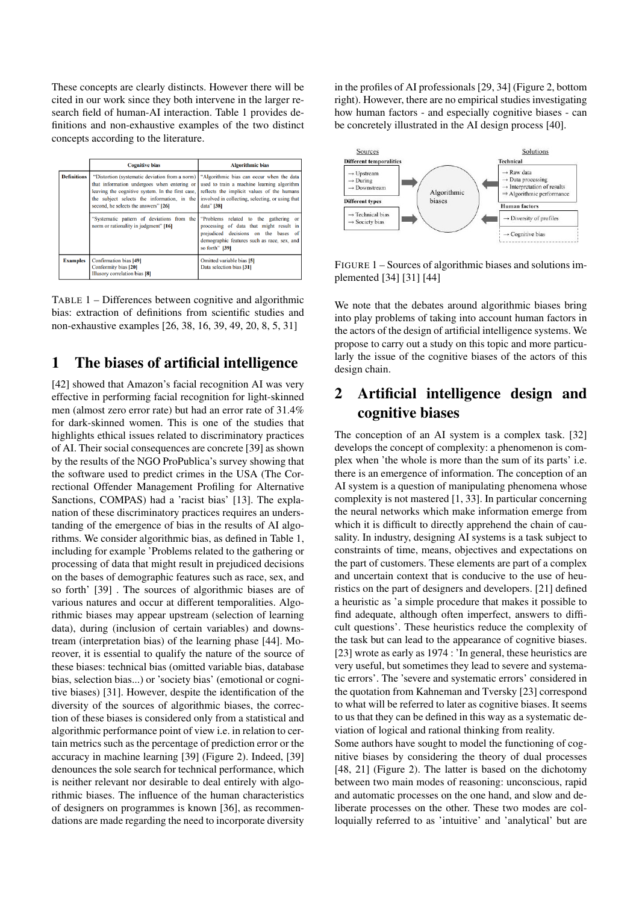These concepts are clearly distincts. However there will be cited in our work since they both intervene in the larger research field of human-AI interaction. Table 1 provides definitions and non-exhaustive examples of the two distinct concepts according to the literature.

| | Cognitive bias | Algorithmic bias |
|---|---|---|
| **Definitions** | "Distortion (systematic deviation from a norm) that information undergoes when entering or leaving the cognitive system. In the first case, the subject selects the information, in the second, he selects the answers" **[26]** | "Algorithmic bias can occur when the data used to train a machine learning algorithm reflects the implicit values of the humans involved in collecting, selecting, or using that data" **[38]** |
| | "Systematic pattern of deviations from the norm or rationality in judgment" **[16]** | "Problems related to the gathering or processing of data that might result in prejudiced decisions on the bases of demographic features such as race, sex, and so forth" **[39]** |
| **Examples** | Confirmation bias **[49]**<br>Conformity bias **[20]**<br>Illusory correlation bias **[8]** | Omitted variable bias **[5]**<br>Data selection bias **[31]** |

TABLE 1 – Differences between cognitive and algorithmic bias: extraction of definitions from scientific studies and non-exhaustive examples [26, 38, 16, 39, 49, 20, 8, 5, 31]

# 1 The biases of artificial intelligence

[42] showed that Amazon's facial recognition AI was very effective in performing facial recognition for light-skinned men (almost zero error rate) but had an error rate of 31.4% for dark-skinned women. This is one of the studies that highlights ethical issues related to discriminatory practices of AI. Their social consequences are concrete [39] as shown by the results of the NGO ProPublica's survey showing that the software used to predict crimes in the USA (The Correctional Offender Management Profiling for Alternative Sanctions, COMPAS) had a 'racist bias' [13]. The explanation of these discriminatory practices requires an understanding of the emergence of bias in the results of AI algorithms. We consider algorithmic bias, as defined in Table 1, including for example 'Problems related to the gathering or processing of data that might result in prejudiced decisions on the bases of demographic features such as race, sex, and so forth' [39] . The sources of algorithmic biases are of various natures and occur at different temporalities. Algorithmic biases may appear upstream (selection of learning data), during (inclusion of certain variables) and downstream (interpretation bias) of the learning phase [44]. Moreover, it is essential to qualify the nature of the source of these biases: technical bias (omitted variable bias, database bias, selection bias...) or 'society bias' (emotional or cognitive biases) [31]. However, despite the identification of the diversity of the sources of algorithmic biases, the correction of these biases is considered only from a statistical and algorithmic performance point of view i.e. in relation to certain metrics such as the percentage of prediction error or the accuracy in machine learning [39] (Figure 2). Indeed, [39] denounces the sole search for technical performance, which is neither relevant nor desirable to deal entirely with algorithmic biases. The influence of the human characteristics of designers on programmes is known [36], as recommendations are made regarding the need to incorporate diversity in the profiles of AI professionals [29, 34] (Figure 2, bottom right). However, there are no empirical studies investigating how human factors - and especially cognitive biases - can be concretely illustrated in the AI design process [40].

FIGURE 1 – Sources of algorithmic biases and solutions implemented [34] [31] [44]

We note that the debates around algorithmic biases bring into play problems of taking into account human factors in the actors of the design of artificial intelligence systems. We propose to carry out a study on this topic and more particularly the issue of the cognitive biases of the actors of this design chain.

# 2 Artificial intelligence design and cognitive biases

The conception of an AI system is a complex task. [32] develops the concept of complexity: a phenomenon is complex when 'the whole is more than the sum of its parts' i.e. there is an emergence of information. The conception of an AI system is a question of manipulating phenomena whose complexity is not mastered [1, 33]. In particular concerning the neural networks which make information emerge from which it is difficult to directly apprehend the chain of causality. In industry, designing AI systems is a task subject to constraints of time, means, objectives and expectations on the part of customers. These elements are part of a complex and uncertain context that is conducive to the use of heuristics on the part of designers and developers. [21] defined a heuristic as 'a simple procedure that makes it possible to find adequate, although often imperfect, answers to difficult questions'. These heuristics reduce the complexity of the task but can lead to the appearance of cognitive biases. [23] wrote as early as 1974 : 'In general, these heuristics are very useful, but sometimes they lead to severe and systematic errors'. The 'severe and systematic errors' considered in the quotation from Kahneman and Tversky [23] correspond to what will be referred to later as cognitive biases. It seems to us that they can be defined in this way as a systematic deviation of logical and rational thinking from reality.

Some authors have sought to model the functioning of cognitive biases by considering the theory of dual processes [48, 21] (Figure 2). The latter is based on the dichotomy between two main modes of reasoning: unconscious, rapid and automatic processes on the one hand, and slow and deliberate processes on the other. These two modes are colloquially referred to as 'intuitive' and 'analytical' but are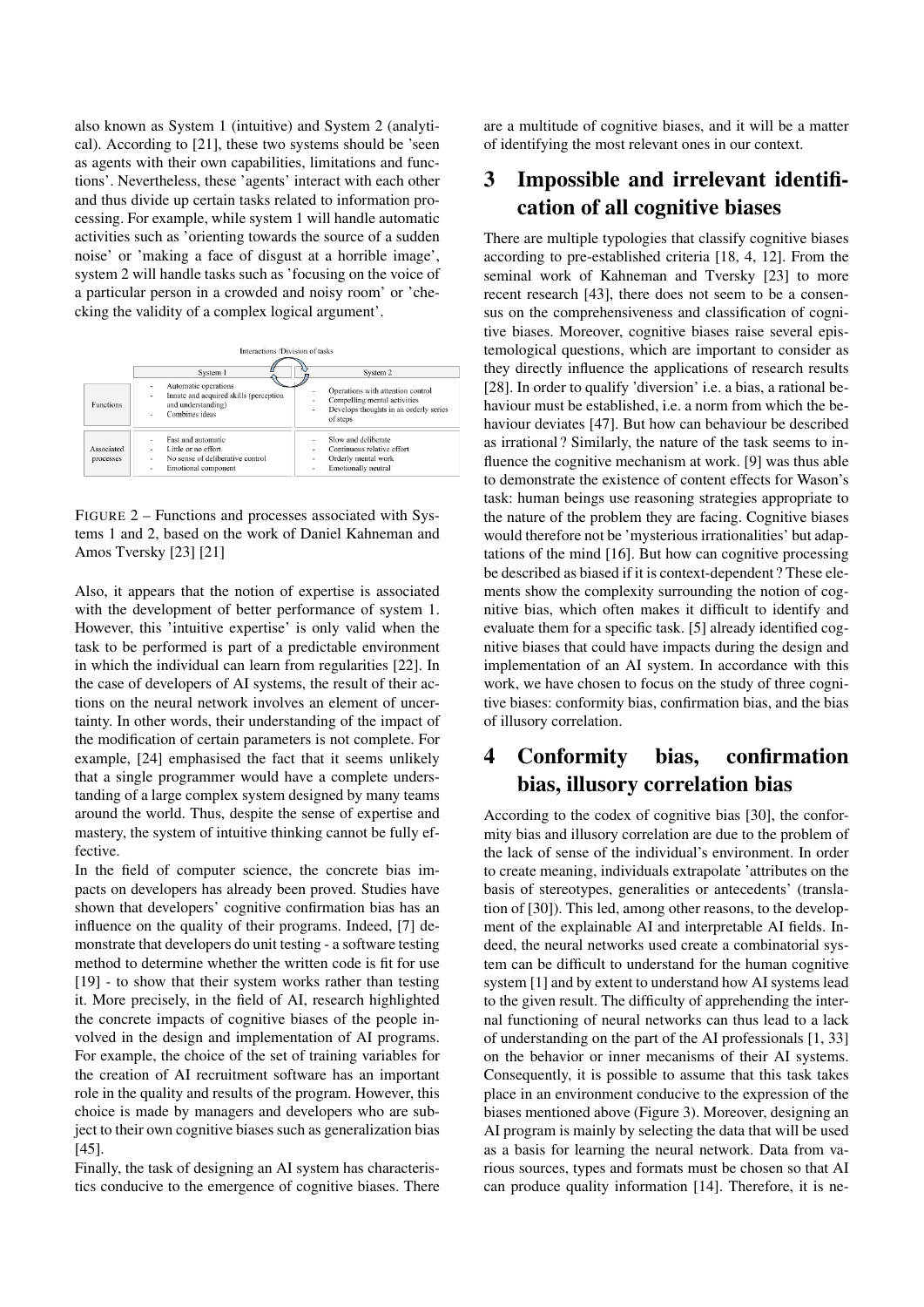also known as System 1 (intuitive) and System 2 (analytical). According to [21], these two systems should be 'seen as agents with their own capabilities, limitations and functions'. Nevertheless, these 'agents' interact with each other and thus divide up certain tasks related to information processing. For example, while system 1 will handle automatic activities such as 'orienting towards the source of a sudden noise' or 'making a face of disgust at a horrible image', system 2 will handle tasks such as 'focusing on the voice of a particular person in a crowded and noisy room' or 'checking the validity of a complex logical argument'.

Interactions /Division of tasks

| | System 1 | System 2 |
|---|---|---|
| Functions | - Automatic operations<br>- Innate and acquired skills (perception and understanding)<br>- Combines ideas | - Operations with attention control<br>- Compelling mental activities<br>- Develops thoughts in an orderly series of steps |
| Associated processes | - Fast and automatic<br>- Little or no effort<br>- No sense of deliberative control<br>- Emotional component | - Slow and deliberate<br>- Continuous relative effort<br>- Orderly mental work<br>- Emotionally neutral |

FIGURE 2 – Functions and processes associated with Systems 1 and 2, based on the work of Daniel Kahneman and Amos Tversky [23] [21]

Also, it appears that the notion of expertise is associated with the development of better performance of system 1. However, this 'intuitive expertise' is only valid when the task to be performed is part of a predictable environment in which the individual can learn from regularities [22]. In the case of developers of AI systems, the result of their actions on the neural network involves an element of uncertainty. In other words, their understanding of the impact of the modification of certain parameters is not complete. For example, [24] emphasised the fact that it seems unlikely that a single programmer would have a complete understanding of a large complex system designed by many teams around the world. Thus, despite the sense of expertise and mastery, the system of intuitive thinking cannot be fully effective.

In the field of computer science, the concrete bias impacts on developers has already been proved. Studies have shown that developers' cognitive confirmation bias has an influence on the quality of their programs. Indeed, [7] demonstrate that developers do unit testing - a software testing method to determine whether the written code is fit for use [19] - to show that their system works rather than testing it. More precisely, in the field of AI, research highlighted the concrete impacts of cognitive biases of the people involved in the design and implementation of AI programs. For example, the choice of the set of training variables for the creation of AI recruitment software has an important role in the quality and results of the program. However, this choice is made by managers and developers who are subject to their own cognitive biases such as generalization bias [45].

Finally, the task of designing an AI system has characteristics conducive to the emergence of cognitive biases. There are a multitude of cognitive biases, and it will be a matter of identifying the most relevant ones in our context.

## 3 Impossible and irrelevant identification of all cognitive biases

There are multiple typologies that classify cognitive biases according to pre-established criteria [18, 4, 12]. From the seminal work of Kahneman and Tversky [23] to more recent research [43], there does not seem to be a consensus on the comprehensiveness and classification of cognitive biases. Moreover, cognitive biases raise several epistemological questions, which are important to consider as they directly influence the applications of research results [28]. In order to qualify 'diversion' i.e. a bias, a rational behaviour must be established, i.e. a norm from which the behaviour deviates [47]. But how can behaviour be described as irrational ? Similarly, the nature of the task seems to influence the cognitive mechanism at work. [9] was thus able to demonstrate the existence of content effects for Wason's task: human beings use reasoning strategies appropriate to the nature of the problem they are facing. Cognitive biases would therefore not be 'mysterious irrationalities' but adaptations of the mind [16]. But how can cognitive processing be described as biased if it is context-dependent ? These elements show the complexity surrounding the notion of cognitive bias, which often makes it difficult to identify and evaluate them for a specific task. [5] already identified cognitive biases that could have impacts during the design and implementation of an AI system. In accordance with this work, we have chosen to focus on the study of three cognitive biases: conformity bias, confirmation bias, and the bias of illusory correlation.

## 4 Conformity bias, confirmation bias, illusory correlation bias

According to the codex of cognitive bias [30], the conformity bias and illusory correlation are due to the problem of the lack of sense of the individual's environment. In order to create meaning, individuals extrapolate 'attributes on the basis of stereotypes, generalities or antecedents' (translation of [30]). This led, among other reasons, to the development of the explainable AI and interpretable AI fields. Indeed, the neural networks used create a combinatorial system can be difficult to understand for the human cognitive system [1] and by extent to understand how AI systems lead to the given result. The difficulty of apprehending the internal functioning of neural networks can thus lead to a lack of understanding on the part of the AI professionals [1, 33] on the behavior or inner mecanisms of their AI systems. Consequently, it is possible to assume that this task takes place in an environment conducive to the expression of the biases mentioned above (Figure 3). Moreover, designing an AI program is mainly by selecting the data that will be used as a basis for learning the neural network. Data from various sources, types and formats must be chosen so that AI can produce quality information [14]. Therefore, it is ne-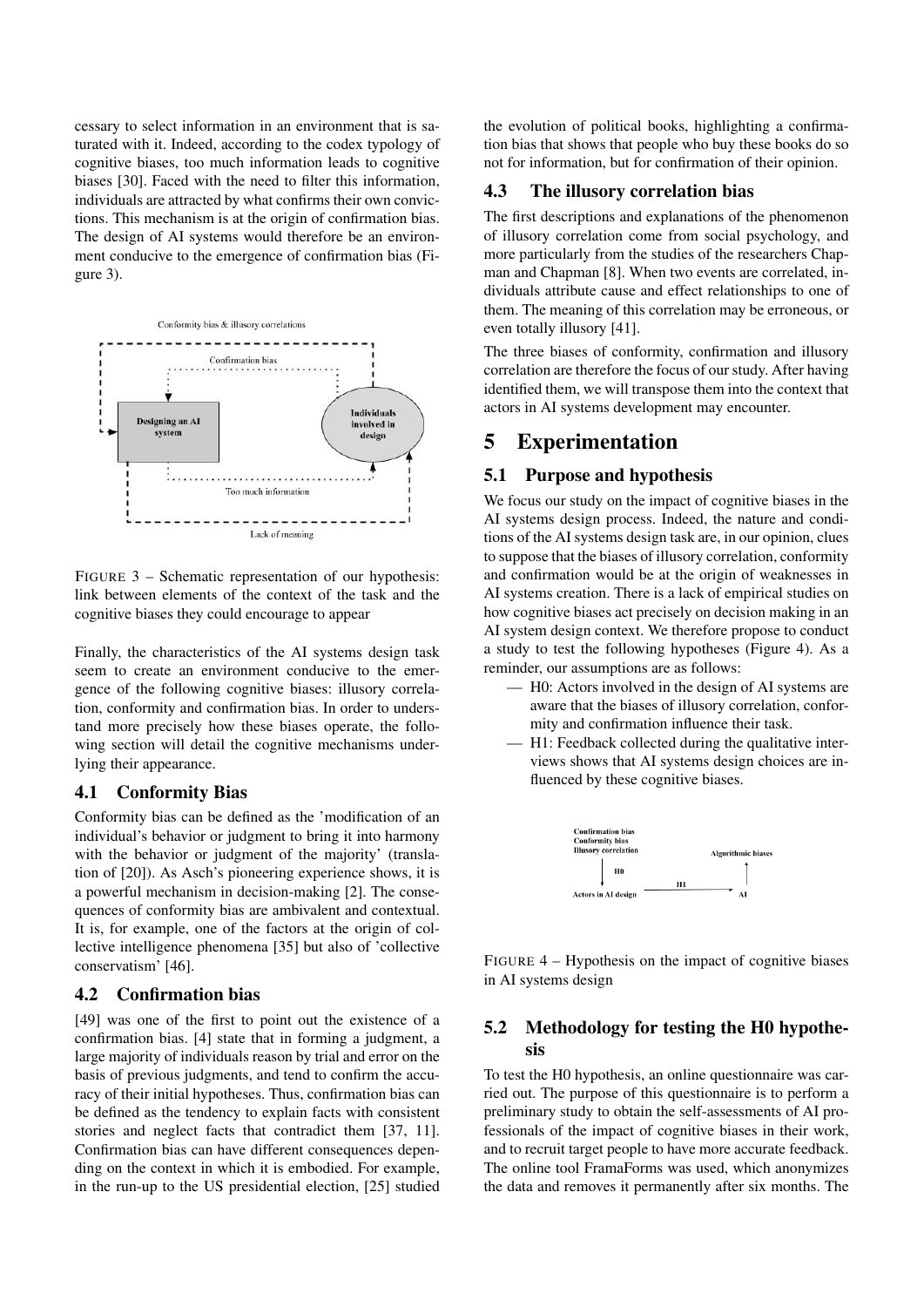cessary to select information in an environment that is saturated with it. Indeed, according to the codex typology of cognitive biases, too much information leads to cognitive biases [30]. Faced with the need to filter this information, individuals are attracted by what confirms their own convictions. This mechanism is at the origin of confirmation bias. The design of AI systems would therefore be an environment conducive to the emergence of confirmation bias (Figure 3).

FIGURE 3 – Schematic representation of our hypothesis: link between elements of the context of the task and the cognitive biases they could encourage to appear

Finally, the characteristics of the AI systems design task seem to create an environment conducive to the emergence of the following cognitive biases: illusory correlation, conformity and confirmation bias. In order to understand more precisely how these biases operate, the following section will detail the cognitive mechanisms underlying their appearance.

### 4.1 Conformity Bias

Conformity bias can be defined as the 'modification of an individual's behavior or judgment to bring it into harmony with the behavior or judgment of the majority' (translation of [20]). As Asch's pioneering experience shows, it is a powerful mechanism in decision-making [2]. The consequences of conformity bias are ambivalent and contextual. It is, for example, one of the factors at the origin of collective intelligence phenomena [35] but also of 'collective conservatism' [46].

### 4.2 Confirmation bias

[49] was one of the first to point out the existence of a confirmation bias. [4] state that in forming a judgment, a large majority of individuals reason by trial and error on the basis of previous judgments, and tend to confirm the accuracy of their initial hypotheses. Thus, confirmation bias can be defined as the tendency to explain facts with consistent stories and neglect facts that contradict them [37, 11]. Confirmation bias can have different consequences depending on the context in which it is embodied. For example, in the run-up to the US presidential election, [25] studied the evolution of political books, highlighting a confirmation bias that shows that people who buy these books do so not for information, but for confirmation of their opinion.

### 4.3 The illusory correlation bias

The first descriptions and explanations of the phenomenon of illusory correlation come from social psychology, and more particularly from the studies of the researchers Chapman and Chapman [8]. When two events are correlated, individuals attribute cause and effect relationships to one of them. The meaning of this correlation may be erroneous, or even totally illusory [41].

The three biases of conformity, confirmation and illusory correlation are therefore the focus of our study. After having identified them, we will transpose them into the context that actors in AI systems development may encounter.

## 5 Experimentation

### 5.1 Purpose and hypothesis

We focus our study on the impact of cognitive biases in the AI systems design process. Indeed, the nature and conditions of the AI systems design task are, in our opinion, clues to suppose that the biases of illusory correlation, conformity and confirmation would be at the origin of weaknesses in AI systems creation. There is a lack of empirical studies on how cognitive biases act precisely on decision making in an AI system design context. We therefore propose to conduct a study to test the following hypotheses (Figure 4). As a reminder, our assumptions are as follows:

- H0: Actors involved in the design of AI systems are aware that the biases of illusory correlation, conformity and confirmation influence their task.
- H1: Feedback collected during the qualitative interviews shows that AI systems design choices are influenced by these cognitive biases.

FIGURE 4 – Hypothesis on the impact of cognitive biases in AI systems design

### 5.2 Methodology for testing the H0 hypothesis

To test the H0 hypothesis, an online questionnaire was carried out. The purpose of this questionnaire is to perform a preliminary study to obtain the self-assessments of AI professionals of the impact of cognitive biases in their work, and to recruit target people to have more accurate feedback. The online tool FramaForms was used, which anonymizes the data and removes it permanently after six months. The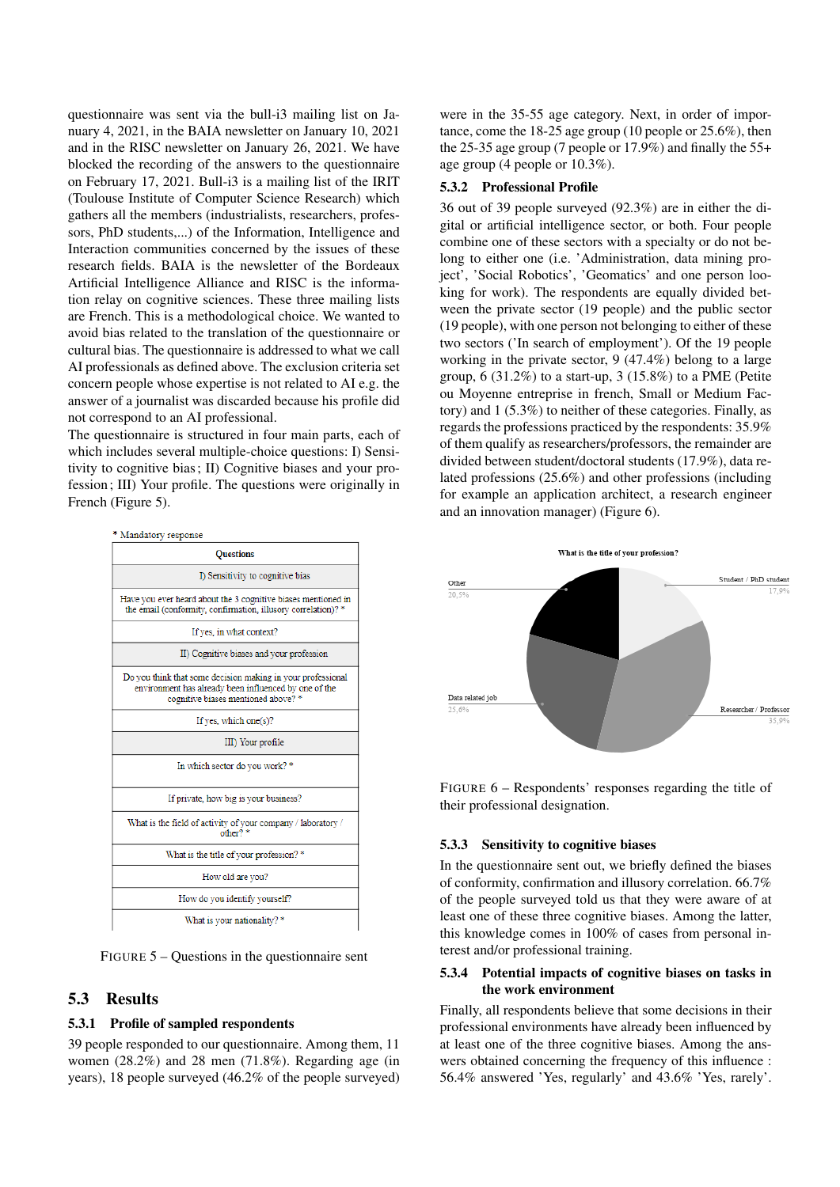questionnaire was sent via the bull-i3 mailing list on January 4, 2021, in the BAIA newsletter on January 10, 2021 and in the RISC newsletter on January 26, 2021. We have blocked the recording of the answers to the questionnaire on February 17, 2021. Bull-i3 is a mailing list of the IRIT (Toulouse Institute of Computer Science Research) which gathers all the members (industrialists, researchers, professors, PhD students,...) of the Information, Intelligence and Interaction communities concerned by the issues of these research fields. BAIA is the newsletter of the Bordeaux Artificial Intelligence Alliance and RISC is the information relay on cognitive sciences. These three mailing lists are French. This is a methodological choice. We wanted to avoid bias related to the translation of the questionnaire or cultural bias. The questionnaire is addressed to what we call AI professionals as defined above. The exclusion criteria set concern people whose expertise is not related to AI e.g. the answer of a journalist was discarded because his profile did not correspond to an AI professional.

The questionnaire is structured in four main parts, each of which includes several multiple-choice questions: I) Sensitivity to cognitive bias ; II) Cognitive biases and your profession ; III) Your profile. The questions were originally in French (Figure 5).

\* Mandatory response

| Questions |
|---|
| I) Sensitivity to cognitive bias |
| Have you ever heard about the 3 cognitive biases mentioned in the email (conformity, confirmation, illusory correlation)? * |
| If yes, in what context? |
| II) Cognitive biases and your profession |
| Do you think that some decision making in your professional environment has already been influenced by one of the cognitive biases mentioned above? * |
| If yes, which one(s)? |
| III) Your profile |
| In which sector do you work? * |
| If private, how big is your business? |
| What is the field of activity of your company / laboratory / other? * |
| What is the title of your profession? * |
| How old are you? |
| How do you identify yourself? |
| What is your nationality? * |

FIGURE 5 – Questions in the questionnaire sent

## 5.3 Results

### 5.3.1 Profile of sampled respondents

39 people responded to our questionnaire. Among them, 11 women (28.2%) and 28 men (71.8%). Regarding age (in years), 18 people surveyed (46.2% of the people surveyed) were in the 35-55 age category. Next, in order of importance, come the 18-25 age group (10 people or 25.6%), then the 25-35 age group (7 people or 17.9%) and finally the 55+ age group (4 people or 10.3%).

### 5.3.2 Professional Profile

36 out of 39 people surveyed (92.3%) are in either the digital or artificial intelligence sector, or both. Four people combine one of these sectors with a specialty or do not belong to either one (i.e. 'Administration, data mining project', 'Social Robotics', 'Geomatics' and one person looking for work). The respondents are equally divided between the private sector (19 people) and the public sector (19 people), with one person not belonging to either of these two sectors ('In search of employment'). Of the 19 people working in the private sector, 9 (47.4%) belong to a large group, 6 (31.2%) to a start-up, 3 (15.8%) to a PME (Petite ou Moyenne entreprise in french, Small or Medium Factory) and 1 (5.3%) to neither of these categories. Finally, as regards the professions practiced by the respondents: 35.9% of them qualify as researchers/professors, the remainder are divided between student/doctoral students (17.9%), data related professions (25.6%) and other professions (including for example an application architect, a research engineer and an innovation manager) (Figure 6).

What is the title of your profession?

| Category | Share |
|---|---|
| Other | 20,5% |
| Student / PhD student | 17,9% |
| Data related job | 25,6% |
| Researcher / Professor | 35,9% |

FIGURE 6 – Respondents' responses regarding the title of their professional designation.

### 5.3.3 Sensitivity to cognitive biases

In the questionnaire sent out, we briefly defined the biases of conformity, confirmation and illusory correlation. 66.7% of the people surveyed told us that they were aware of at least one of these three cognitive biases. Among the latter, this knowledge comes in 100% of cases from personal interest and/or professional training.

### 5.3.4 Potential impacts of cognitive biases on tasks in the work environment

Finally, all respondents believe that some decisions in their professional environments have already been influenced by at least one of the three cognitive biases. Among the answers obtained concerning the frequency of this influence : 56.4% answered 'Yes, regularly' and 43.6% 'Yes, rarely'.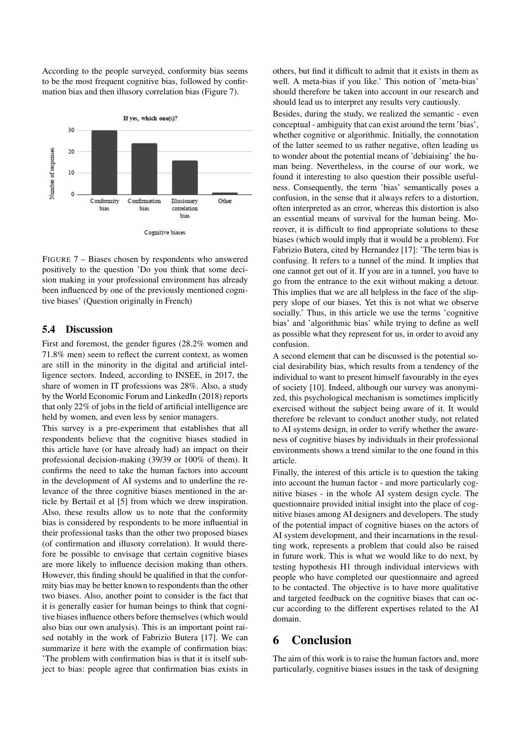According to the people surveyed, conformity bias seems to be the most frequent cognitive bias, followed by confirmation bias and then illusory correlation bias (Figure 7).

FIGURE 7 – Biases chosen by respondents who answered positively to the question 'Do you think that some decision making in your professional environment has already been influenced by one of the previously mentioned cognitive biases' (Question originally in French)

### 5.4 Discussion

First and foremost, the gender figures (28.2% women and 71.8% men) seem to reflect the current context, as women are still in the minority in the digital and artificial intelligence sectors. Indeed, according to INSEE, in 2017, the share of women in IT professions was 28%. Also, a study by the World Economic Forum and LinkedIn (2018) reports that only 22% of jobs in the field of artificial intelligence are held by women, and even less by senior managers.

This survey is a pre-experiment that establishes that all respondents believe that the cognitive biases studied in this article have (or have already had) an impact on their professional decision-making (39/39 or 100% of them). It confirms the need to take the human factors into account in the development of AI systems and to underline the relevance of the three cognitive biases mentioned in the article by Bertail et al [5] from which we drew inspiration. Also, these results allow us to note that the conformity bias is considered by respondents to be more influential in their professional tasks than the other two proposed biases (of confirmation and illusory correlation). It would therefore be possible to envisage that certain cognitive biases are more likely to influence decision making than others. However, this finding should be qualified in that the conformity bias may be better known to respondents than the other two biases. Also, another point to consider is the fact that it is generally easier for human beings to think that cognitive biases influence others before themselves (which would also bias our own analysis). This is an important point raised notably in the work of Fabrizio Butera [17]. We can summarize it here with the example of confirmation bias: 'The problem with confirmation bias is that it is itself subject to bias: people agree that confirmation bias exists in others, but find it difficult to admit that it exists in them as well. A meta-bias if you like.' This notion of 'meta-bias' should therefore be taken into account in our research and should lead us to interpret any results very cautiously.

Besides, during the study, we realized the semantic - even conceptual - ambiguity that can exist around the term 'bias', whether cognitive or algorithmic. Initially, the connotation of the latter seemed to us rather negative, often leading us to wonder about the potential means of 'debiaising' the human being. Nevertheless, in the course of our work, we found it interesting to also question their possible usefulness. Consequently, the term 'bias' semantically poses a confusion, in the sense that it always refers to a distortion, often interpreted as an error, whereas this distortion is also an essential means of survival for the human being. Moreover, it is difficult to find appropriate solutions to these biases (which would imply that it would be a problem). For Fabrizio Butera, cited by Hernandez [17]: 'The term bias is confusing. It refers to a tunnel of the mind. It implies that one cannot get out of it. If you are in a tunnel, you have to go from the entrance to the exit without making a detour. This implies that we are all helpless in the face of the slippery slope of our biases. Yet this is not what we observe socially.' Thus, in this article we use the terms 'cognitive bias' and 'algorithmic bias' while trying to define as well as possible what they represent for us, in order to avoid any confusion.

A second element that can be discussed is the potential social desirability bias, which results from a tendency of the individual to want to present himself favourably in the eyes of society [10]. Indeed, although our survey was anonymized, this psychological mechanism is sometimes implicitly exercised without the subject being aware of it. It would therefore be relevant to conduct another study, not related to AI systems design, in order to verify whether the awareness of cognitive biases by individuals in their professional environments shows a trend similar to the one found in this article.

Finally, the interest of this article is to question the taking into account the human factor - and more particularly cognitive biases - in the whole AI system design cycle. The questionnaire provided initial insight into the place of cognitive biases among AI designers and developers. The study of the potential impact of cognitive biases on the actors of AI system development, and their incarnations in the resulting work, represents a problem that could also be raised in future work. This is what we would like to do next, by testing hypothesis H1 through individual interviews with people who have completed our questionnaire and agreed to be contacted. The objective is to have more qualitative and targeted feedback on the cognitive biases that can occur according to the different expertises related to the AI domain.

## 6 Conclusion

The aim of this work is to raise the human factors and, more particularly, cognitive biases issues in the task of designing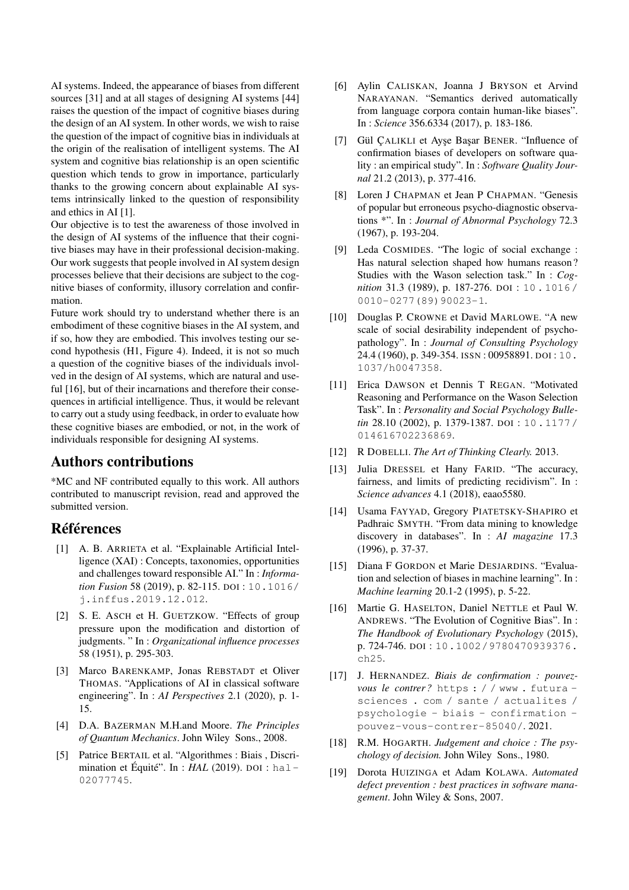AI systems. Indeed, the appearance of biases from different sources [31] and at all stages of designing AI systems [44] raises the question of the impact of cognitive biases during the design of an AI system. In other words, we wish to raise the question of the impact of cognitive bias in individuals at the origin of the realisation of intelligent systems. The AI system and cognitive bias relationship is an open scientific question which tends to grow in importance, particularly thanks to the growing concern about explainable AI systems intrinsically linked to the question of responsibility and ethics in AI [1].

Our objective is to test the awareness of those involved in the design of AI systems of the influence that their cognitive biases may have in their professional decision-making. Our work suggests that people involved in AI system design processes believe that their decisions are subject to the cognitive biases of conformity, illusory correlation and confirmation.

Future work should try to understand whether there is an embodiment of these cognitive biases in the AI system, and if so, how they are embodied. This involves testing our second hypothesis (H1, Figure 4). Indeed, it is not so much a question of the cognitive biases of the individuals involved in the design of AI systems, which are natural and useful [16], but of their incarnations and therefore their consequences in artificial intelligence. Thus, it would be relevant to carry out a study using feedback, in order to evaluate how these cognitive biases are embodied, or not, in the work of individuals responsible for designing AI systems.

## Authors contributions

*MC and NF contributed equally to this work. All authors contributed to manuscript revision, read and approved the submitted version.

## Références

[1] A. B. ARRIETA et al. "Explainable Artificial Intelligence (XAI) : Concepts, taxonomies, opportunities and challenges toward responsible AI." In : *Information Fusion* 58 (2019), p. 82-115. DOI : 10.1016/j.inffus.2019.12.012.

[2] S. E. ASCH et H. GUETZKOW. "Effects of group pressure upon the modification and distortion of judgments. " In : *Organizational influence processes* 58 (1951), p. 295-303.

[3] Marco BARENKAMP, Jonas REBSTADT et Oliver THOMAS. "Applications of AI in classical software engineering". In : *AI Perspectives* 2.1 (2020), p. 1-15.

[4] D.A. BAZERMAN M.H.and Moore. *The Principles of Quantum Mechanics*. John Wiley Sons., 2008.

[5] Patrice BERTAIL et al. "Algorithmes : Biais , Discrimination et Équité". In : *HAL* (2019). DOI : hal-02077745.

[6] Aylin CALISKAN, Joanna J BRYSON et Arvind NARAYANAN. "Semantics derived automatically from language corpora contain human-like biases". In : *Science* 356.6334 (2017), p. 183-186.

[7] Gül ÇALIKLI et Ayşe Başar BENER. "Influence of confirmation biases of developers on software quality : an empirical study". In : *Software Quality Journal* 21.2 (2013), p. 377-416.

[8] Loren J CHAPMAN et Jean P CHAPMAN. "Genesis of popular but erroneous psycho-diagnostic observations *". In : *Journal of Abnormal Psychology* 72.3 (1967), p. 193-204.

[9] Leda COSMIDES. "The logic of social exchange : Has natural selection shaped how humans reason ? Studies with the Wason selection task." In : *Cognition* 31.3 (1989), p. 187-276. DOI : 10.1016/0010-0277(89)90023-1.

[10] Douglas P. CROWNE et David MARLOWE. "A new scale of social desirability independent of psychopathology". In : *Journal of Consulting Psychology* 24.4 (1960), p. 349-354. ISSN : 00958891. DOI : 10.1037/h0047358.

[11] Erica DAWSON et Dennis T REGAN. "Motivated Reasoning and Performance on the Wason Selection Task". In : *Personality and Social Psychology Bulletin* 28.10 (2002), p. 1379-1387. DOI : 10.1177/014616702236869.

[12] R DOBELLI. *The Art of Thinking Clearly.* 2013.

[13] Julia DRESSEL et Hany FARID. "The accuracy, fairness, and limits of predicting recidivism". In : *Science advances* 4.1 (2018), eaao5580.

[14] Usama FAYYAD, Gregory PIATETSKY-SHAPIRO et Padhraic SMYTH. "From data mining to knowledge discovery in databases". In : *AI magazine* 17.3 (1996), p. 37-37.

[15] Diana F GORDON et Marie DESJARDINS. "Evaluation and selection of biases in machine learning". In : *Machine learning* 20.1-2 (1995), p. 5-22.

[16] Martie G. HASELTON, Daniel NETTLE et Paul W. ANDREWS. "The Evolution of Cognitive Bias". In : *The Handbook of Evolutionary Psychology* (2015), p. 724-746. DOI : 10.1002/9780470939376.ch25.

[17] J. HERNANDEZ. *Biais de confirmation : pouvez-vous le contrer ?* https://www.futura-sciences.com/sante/actualites/psychologie-biais-confirmation-pouvez-vous-contrer-85040/. 2021.

[18] R.M. HOGARTH. *Judgement and choice : The psychology of decision.* John Wiley Sons., 1980.

[19] Dorota HUIZINGA et Adam KOLAWA. *Automated defect prevention : best practices in software management*. John Wiley & Sons, 2007.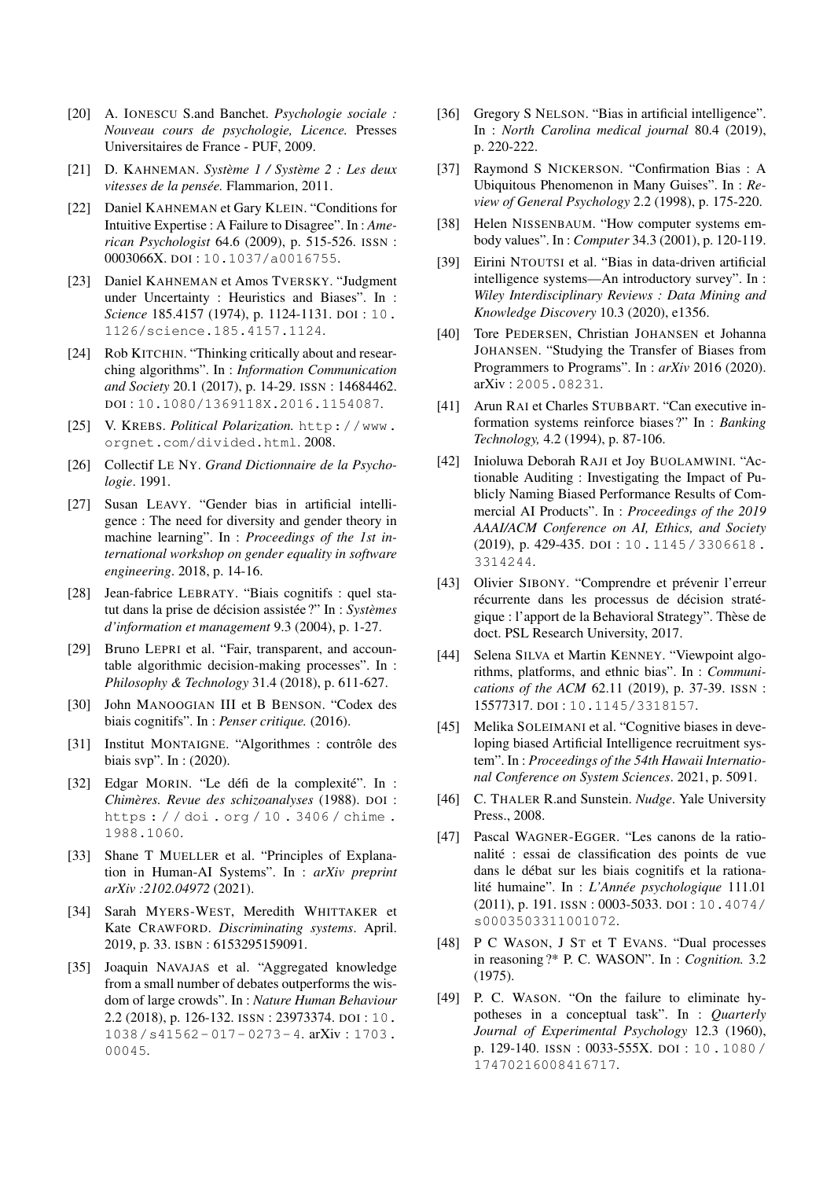[20] A. IONESCU S.and Banchet. *Psychologie sociale : Nouveau cours de psychologie, Licence.* Presses Universitaires de France - PUF, 2009.

[21] D. KAHNEMAN. *Système 1 / Système 2 : Les deux vitesses de la pensée.* Flammarion, 2011.

[22] Daniel KAHNEMAN et Gary KLEIN. "Conditions for Intuitive Expertise : A Failure to Disagree". In : *American Psychologist* 64.6 (2009), p. 515-526. ISSN : 0003066X. DOI : 10.1037/a0016755.

[23] Daniel KAHNEMAN et Amos TVERSKY. "Judgment under Uncertainty : Heuristics and Biases". In : *Science* 185.4157 (1974), p. 1124-1131. DOI : 10.1126/science.185.4157.1124.

[24] Rob KITCHIN. "Thinking critically about and researching algorithms". In : *Information Communication and Society* 20.1 (2017), p. 14-29. ISSN : 14684462. DOI : 10.1080/1369118X.2016.1154087.

[25] V. KREBS. *Political Polarization.* http://www.orgnet.com/divided.html. 2008.

[26] Collectif LE NY. *Grand Dictionnaire de la Psychologie*. 1991.

[27] Susan LEAVY. "Gender bias in artificial intelligence : The need for diversity and gender theory in machine learning". In : *Proceedings of the 1st international workshop on gender equality in software engineering*. 2018, p. 14-16.

[28] Jean-fabrice LEBRATY. "Biais cognitifs : quel statut dans la prise de décision assistée ?" In : *Systèmes d'information et management* 9.3 (2004), p. 1-27.

[29] Bruno LEPRI et al. "Fair, transparent, and accountable algorithmic decision-making processes". In : *Philosophy & Technology* 31.4 (2018), p. 611-627.

[30] John MANOOGIAN III et B BENSON. "Codex des biais cognitifs". In : *Penser critique.* (2016).

[31] Institut MONTAIGNE. "Algorithmes : contrôle des biais svp". In : (2020).

[32] Edgar MORIN. "Le défi de la complexité". In : *Chimères. Revue des schizoanalyses* (1988). DOI : https://doi.org/10.3406/chime.1988.1060.

[33] Shane T MUELLER et al. "Principles of Explanation in Human-AI Systems". In : *arXiv preprint arXiv :2102.04972* (2021).

[34] Sarah MYERS-WEST, Meredith WHITTAKER et Kate CRAWFORD. *Discriminating systems*. April. 2019, p. 33. ISBN : 6153295159091.

[35] Joaquin NAVAJAS et al. "Aggregated knowledge from a small number of debates outperforms the wisdom of large crowds". In : *Nature Human Behaviour* 2.2 (2018), p. 126-132. ISSN : 23973374. DOI : 10.1038/s41562-017-0273-4. arXiv : 1703.00045.

[36] Gregory S NELSON. "Bias in artificial intelligence". In : *North Carolina medical journal* 80.4 (2019), p. 220-222.

[37] Raymond S NICKERSON. "Confirmation Bias : A Ubiquitous Phenomenon in Many Guises". In : *Review of General Psychology* 2.2 (1998), p. 175-220.

[38] Helen NISSENBAUM. "How computer systems embody values". In : *Computer* 34.3 (2001), p. 120-119.

[39] Eirini NTOUTSI et al. "Bias in data-driven artificial intelligence systems—An introductory survey". In : *Wiley Interdisciplinary Reviews : Data Mining and Knowledge Discovery* 10.3 (2020), e1356.

[40] Tore PEDERSEN, Christian JOHANSEN et Johanna JOHANSEN. "Studying the Transfer of Biases from Programmers to Programs". In : *arXiv* 2016 (2020). arXiv : 2005.08231.

[41] Arun RAI et Charles STUBBART. "Can executive information systems reinforce biases ?" In : *Banking Technology,* 4.2 (1994), p. 87-106.

[42] Inioluwa Deborah RAJI et Joy BUOLAMWINI. "Actionable Auditing : Investigating the Impact of Publicly Naming Biased Performance Results of Commercial AI Products". In : *Proceedings of the 2019 AAAI/ACM Conference on AI, Ethics, and Society* (2019), p. 429-435. DOI : 10.1145/3306618.3314244.

[43] Olivier SIBONY. "Comprendre et prévenir l'erreur récurrente dans les processus de décision stratégique : l'apport de la Behavioral Strategy". Thèse de doct. PSL Research University, 2017.

[44] Selena SILVA et Martin KENNEY. "Viewpoint algorithms, platforms, and ethnic bias". In : *Communications of the ACM* 62.11 (2019), p. 37-39. ISSN : 15577317. DOI : 10.1145/3318157.

[45] Melika SOLEIMANI et al. "Cognitive biases in developing biased Artificial Intelligence recruitment system". In : *Proceedings of the 54th Hawaii International Conference on System Sciences*. 2021, p. 5091.

[46] C. THALER R.and Sunstein. *Nudge*. Yale University Press., 2008.

[47] Pascal WAGNER-EGGER. "Les canons de la rationalité : essai de classification des points de vue dans le débat sur les biais cognitifs et la rationalité humaine". In : *L'Année psychologique* 111.01 (2011), p. 191. ISSN : 0003-5033. DOI : 10.4074/s0003503311001072.

[48] P C WASON, J ST et T EVANS. "Dual processes in reasoning ?* P. C. WASON". In : *Cognition.* 3.2 (1975).

[49] P. C. WASON. "On the failure to eliminate hypotheses in a conceptual task". In : *Quarterly Journal of Experimental Psychology* 12.3 (1960), p. 129-140. ISSN : 0033-555X. DOI : 10.1080/17470216008416717.